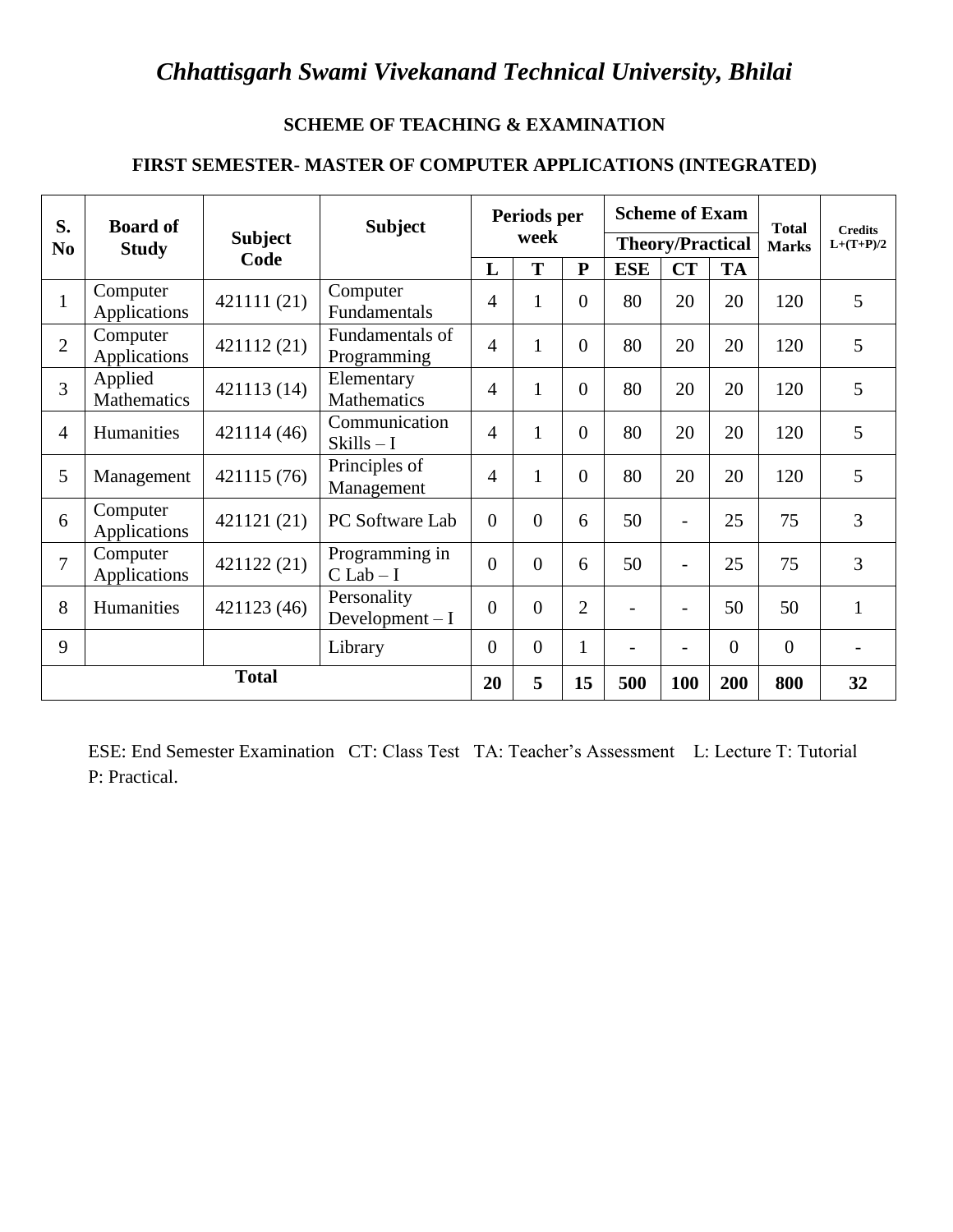# *Chhattisgarh Swami Vivekanand Technical University, Bhilai*

## SCHEME OF TEACHING & EXAMINATION

### FIRST SEMESTER- MASTER OF COMPUTER APPLICATIONS (INTEGRATED)

| S. No | Board of Study | Subject Code | Subject | Periods per week | | | Scheme of Exam Theory/Practical | | | Total Marks | Credits L+(T+P)/2 |
|---|---|---|---|---|---|---|---|---|---|---|---|
| | | | | L | T | P | ESE | CT | TA | | |
| 1 | Computer Applications | 421111 (21) | Computer Fundamentals | 4 | 1 | 0 | 80 | 20 | 20 | 120 | 5 |
| 2 | Computer Applications | 421112 (21) | Fundamentals of Programming | 4 | 1 | 0 | 80 | 20 | 20 | 120 | 5 |
| 3 | Applied Mathematics | 421113 (14) | Elementary Mathematics | 4 | 1 | 0 | 80 | 20 | 20 | 120 | 5 |
| 4 | Humanities | 421114 (46) | Communication Skills – I | 4 | 1 | 0 | 80 | 20 | 20 | 120 | 5 |
| 5 | Management | 421115 (76) | Principles of Management | 4 | 1 | 0 | 80 | 20 | 20 | 120 | 5 |
| 6 | Computer Applications | 421121 (21) | PC Software Lab | 0 | 0 | 6 | 50 | - | 25 | 75 | 3 |
| 7 | Computer Applications | 421122 (21) | Programming in C Lab – I | 0 | 0 | 6 | 50 | - | 25 | 75 | 3 |
| 8 | Humanities | 421123 (46) | Personality Development – I | 0 | 0 | 2 | - | - | 50 | 50 | 1 |
| 9 | | | Library | 0 | 0 | 1 | - | - | 0 | 0 | - |
| **Total** | | | | **20** | **5** | **15** | **500** | **100** | **200** | **800** | **32** |

ESE: End Semester Examination CT: Class Test TA: Teacher's Assessment L: Lecture T: Tutorial P: Practical.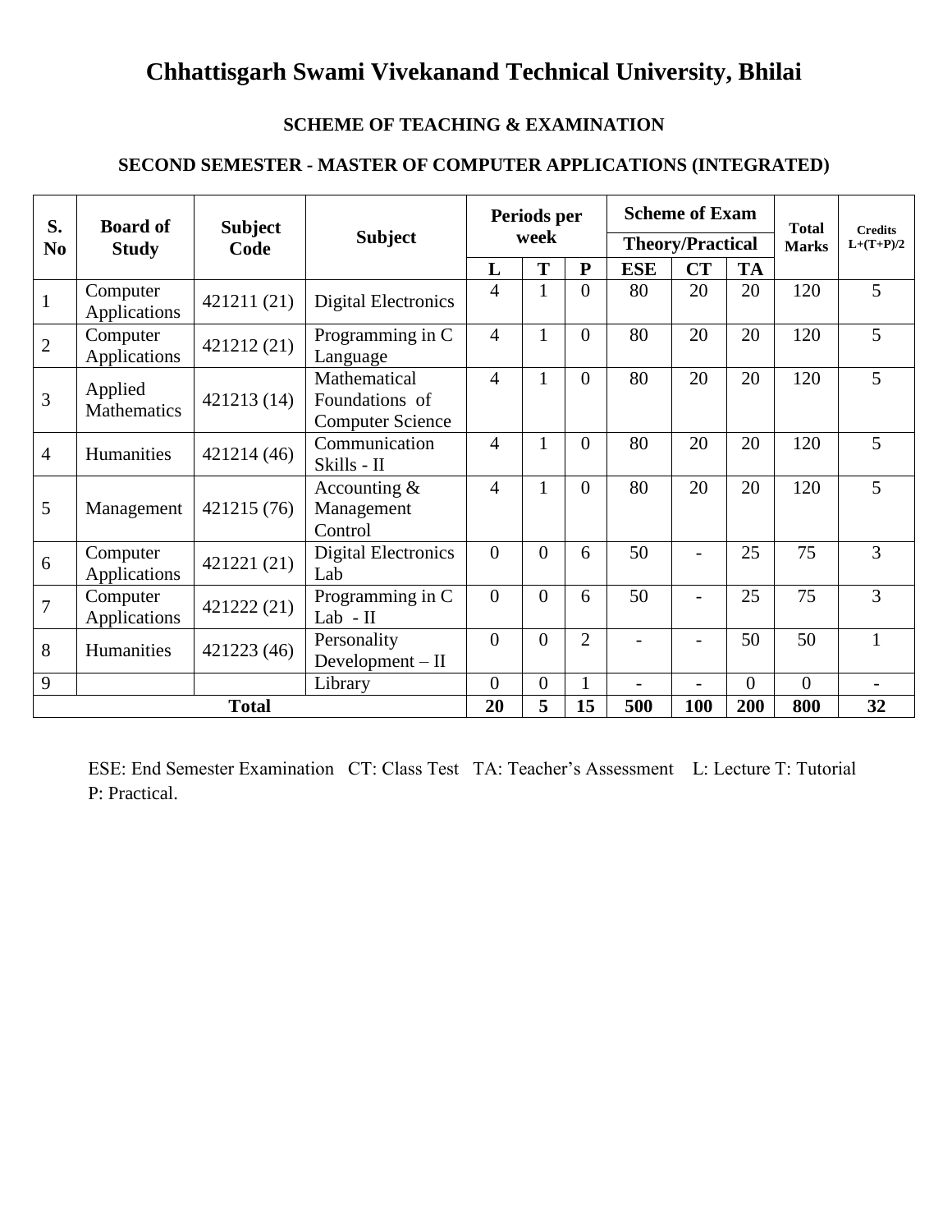# Chhattisgarh Swami Vivekanand Technical University, Bhilai

### SCHEME OF TEACHING & EXAMINATION

### SECOND SEMESTER - MASTER OF COMPUTER APPLICATIONS (INTEGRATED)

| S. No | Board of Study | Subject Code | Subject | Periods per week | | | Scheme of Exam Theory/Practical | | | Total Marks | Credits L+(T+P)/2 |
|---|---|---|---|---|---|---|---|---|---|---|---|
| | | | | L | T | P | ESE | CT | TA | | |
| 1 | Computer Applications | 421211 (21) | Digital Electronics | 4 | 1 | 0 | 80 | 20 | 20 | 120 | 5 |
| 2 | Computer Applications | 421212 (21) | Programming in C Language | 4 | 1 | 0 | 80 | 20 | 20 | 120 | 5 |
| 3 | Applied Mathematics | 421213 (14) | Mathematical Foundations of Computer Science | 4 | 1 | 0 | 80 | 20 | 20 | 120 | 5 |
| 4 | Humanities | 421214 (46) | Communication Skills - II | 4 | 1 | 0 | 80 | 20 | 20 | 120 | 5 |
| 5 | Management | 421215 (76) | Accounting & Management Control | 4 | 1 | 0 | 80 | 20 | 20 | 120 | 5 |
| 6 | Computer Applications | 421221 (21) | Digital Electronics Lab | 0 | 0 | 6 | 50 | - | 25 | 75 | 3 |
| 7 | Computer Applications | 421222 (21) | Programming in C Lab - II | 0 | 0 | 6 | 50 | - | 25 | 75 | 3 |
| 8 | Humanities | 421223 (46) | Personality Development – II | 0 | 0 | 2 | - | - | 50 | 50 | 1 |
| 9 | | | Library | 0 | 0 | 1 | - | - | 0 | 0 | - |
| **Total** | | | | **20** | **5** | **15** | **500** | **100** | **200** | **800** | **32** |

ESE: End Semester Examination CT: Class Test TA: Teacher's Assessment L: Lecture T: Tutorial P: Practical.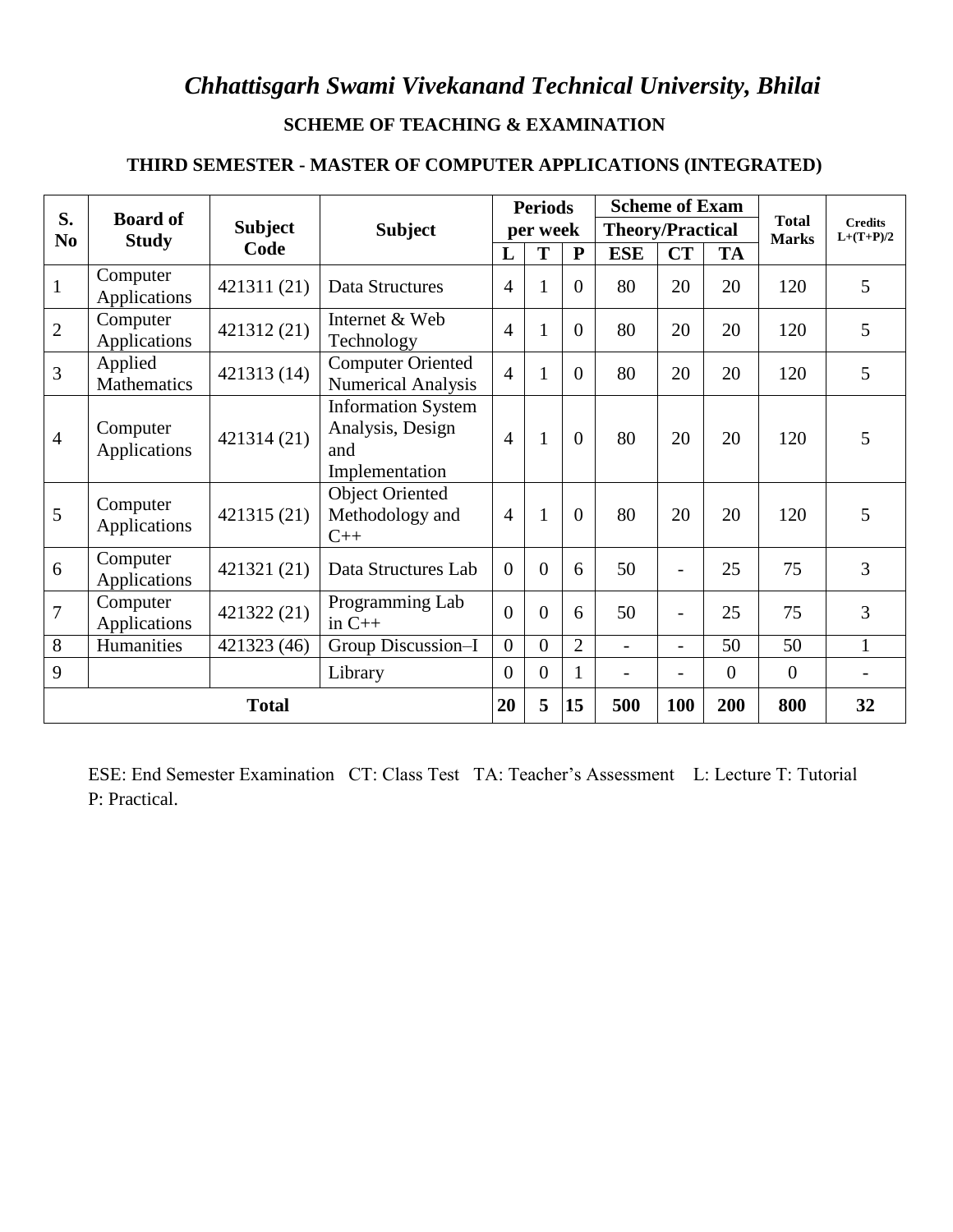# *Chhattisgarh Swami Vivekanand Technical University, Bhilai*

## SCHEME OF TEACHING & EXAMINATION

### THIRD SEMESTER - MASTER OF COMPUTER APPLICATIONS (INTEGRATED)

| S. No | Board of Study | Subject Code | Subject | Periods per week | | | Scheme of Exam Theory/Practical | | | Total Marks | Credits L+(T+P)/2 |
|---|---|---|---|---|---|---|---|---|---|---|---|
| | | | | L | T | P | ESE | CT | TA | | |
| 1 | Computer Applications | 421311 (21) | Data Structures | 4 | 1 | 0 | 80 | 20 | 20 | 120 | 5 |
| 2 | Computer Applications | 421312 (21) | Internet & Web Technology | 4 | 1 | 0 | 80 | 20 | 20 | 120 | 5 |
| 3 | Applied Mathematics | 421313 (14) | Computer Oriented Numerical Analysis | 4 | 1 | 0 | 80 | 20 | 20 | 120 | 5 |
| 4 | Computer Applications | 421314 (21) | Information System Analysis, Design and Implementation | 4 | 1 | 0 | 80 | 20 | 20 | 120 | 5 |
| 5 | Computer Applications | 421315 (21) | Object Oriented Methodology and C++ | 4 | 1 | 0 | 80 | 20 | 20 | 120 | 5 |
| 6 | Computer Applications | 421321 (21) | Data Structures Lab | 0 | 0 | 6 | 50 | - | 25 | 75 | 3 |
| 7 | Computer Applications | 421322 (21) | Programming Lab in C++ | 0 | 0 | 6 | 50 | - | 25 | 75 | 3 |
| 8 | Humanities | 421323 (46) | Group Discussion–I | 0 | 0 | 2 | - | - | 50 | 50 | 1 |
| 9 | | | Library | 0 | 0 | 1 | - | - | 0 | 0 | - |
| **Total** | | | | **20** | **5** | **15** | **500** | **100** | **200** | **800** | **32** |

ESE: End Semester Examination CT: Class Test TA: Teacher's Assessment L: Lecture T: Tutorial P: Practical.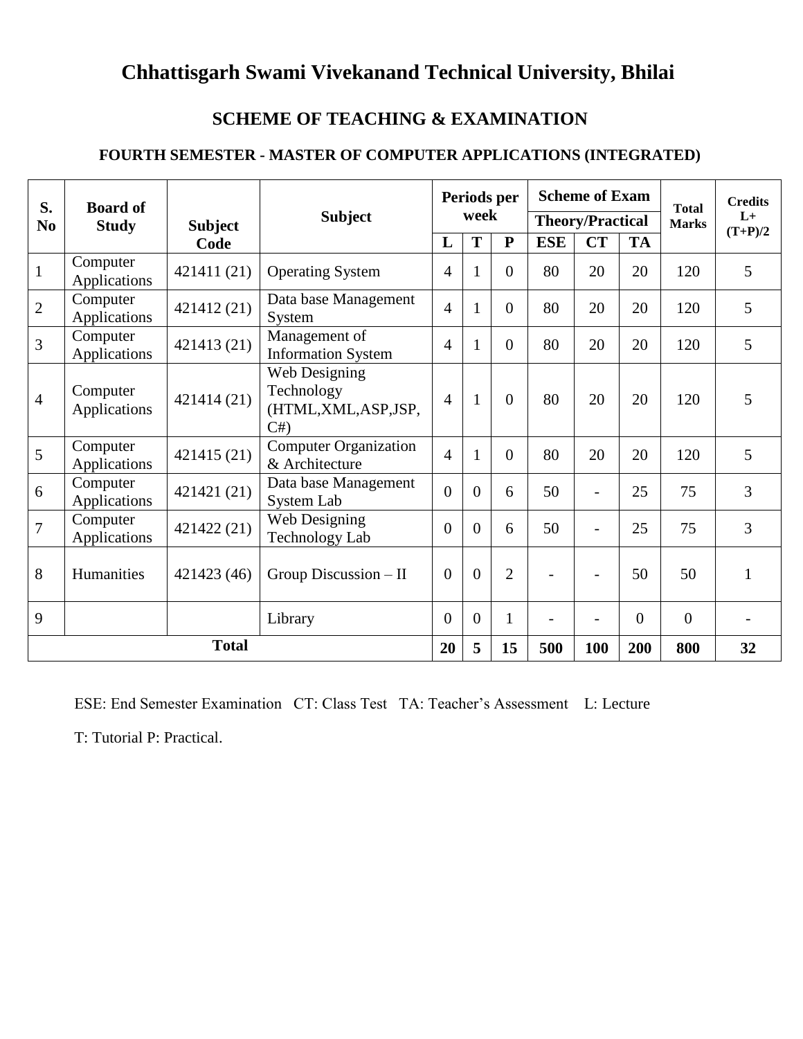# Chhattisgarh Swami Vivekanand Technical University, Bhilai

## SCHEME OF TEACHING & EXAMINATION

### FOURTH SEMESTER - MASTER OF COMPUTER APPLICATIONS (INTEGRATED)

| S. No | Board of Study | Subject Code | Subject | Periods per week | | | Scheme of Exam Theory/Practical | | | Total Marks | Credits L+ (T+P)/2 |
|---|---|---|---|---|---|---|---|---|---|---|---|
| | | | | L | T | P | ESE | CT | TA | | |
| 1 | Computer Applications | 421411 (21) | Operating System | 4 | 1 | 0 | 80 | 20 | 20 | 120 | 5 |
| 2 | Computer Applications | 421412 (21) | Data base Management System | 4 | 1 | 0 | 80 | 20 | 20 | 120 | 5 |
| 3 | Computer Applications | 421413 (21) | Management of Information System | 4 | 1 | 0 | 80 | 20 | 20 | 120 | 5 |
| 4 | Computer Applications | 421414 (21) | Web Designing Technology (HTML,XML,ASP,JSP, C#) | 4 | 1 | 0 | 80 | 20 | 20 | 120 | 5 |
| 5 | Computer Applications | 421415 (21) | Computer Organization & Architecture | 4 | 1 | 0 | 80 | 20 | 20 | 120 | 5 |
| 6 | Computer Applications | 421421 (21) | Data base Management System Lab | 0 | 0 | 6 | 50 | - | 25 | 75 | 3 |
| 7 | Computer Applications | 421422 (21) | Web Designing Technology Lab | 0 | 0 | 6 | 50 | - | 25 | 75 | 3 |
| 8 | Humanities | 421423 (46) | Group Discussion – II | 0 | 0 | 2 | - | - | 50 | 50 | 1 |
| 9 | | | Library | 0 | 0 | 1 | - | - | 0 | 0 | - |
| **Total** | | | | **20** | **5** | **15** | **500** | **100** | **200** | **800** | **32** |

ESE: End Semester Examination CT: Class Test TA: Teacher's Assessment L: Lecture

T: Tutorial P: Practical.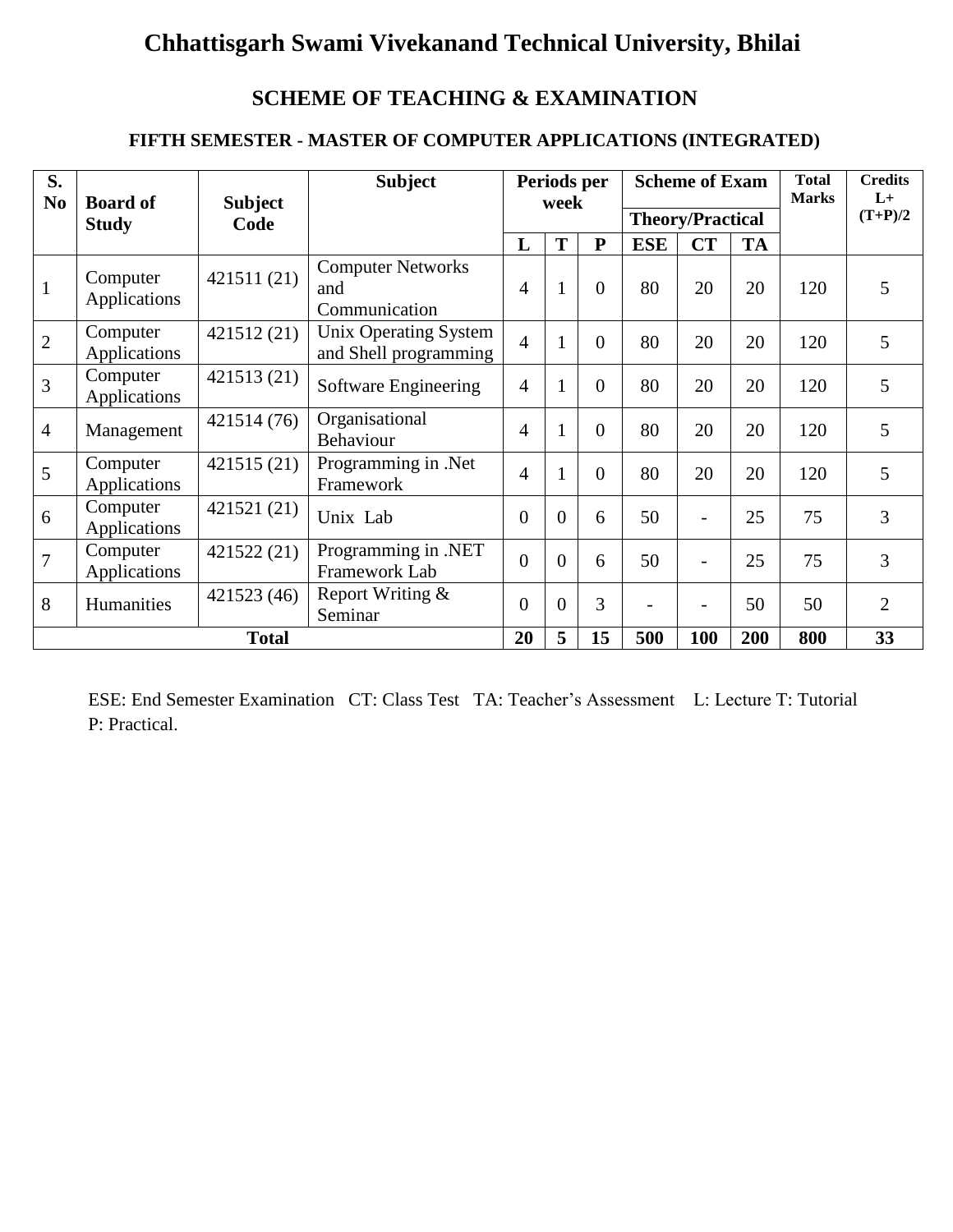# Chhattisgarh Swami Vivekanand Technical University, Bhilai

## SCHEME OF TEACHING & EXAMINATION

### FIFTH SEMESTER - MASTER OF COMPUTER APPLICATIONS (INTEGRATED)

| S. No | Board of Study | Subject Code | Subject | Periods per week | | | Scheme of Exam | | | Total Marks | Credits L+ (T+P)/2 |
|---|---|---|---|---|---|---|---|---|---|---|---|
| | | | | | | | Theory/Practical | | | | |
| | | | | L | T | P | ESE | CT | TA | | |
| 1 | Computer Applications | 421511 (21) | Computer Networks and Communication | 4 | 1 | 0 | 80 | 20 | 20 | 120 | 5 |
| 2 | Computer Applications | 421512 (21) | Unix Operating System and Shell programming | 4 | 1 | 0 | 80 | 20 | 20 | 120 | 5 |
| 3 | Computer Applications | 421513 (21) | Software Engineering | 4 | 1 | 0 | 80 | 20 | 20 | 120 | 5 |
| 4 | Management | 421514 (76) | Organisational Behaviour | 4 | 1 | 0 | 80 | 20 | 20 | 120 | 5 |
| 5 | Computer Applications | 421515 (21) | Programming in .Net Framework | 4 | 1 | 0 | 80 | 20 | 20 | 120 | 5 |
| 6 | Computer Applications | 421521 (21) | Unix Lab | 0 | 0 | 6 | 50 | - | 25 | 75 | 3 |
| 7 | Computer Applications | 421522 (21) | Programming in .NET Framework Lab | 0 | 0 | 6 | 50 | - | 25 | 75 | 3 |
| 8 | Humanities | 421523 (46) | Report Writing & Seminar | 0 | 0 | 3 | - | - | 50 | 50 | 2 |
| **Total** | | | | **20** | **5** | **15** | **500** | **100** | **200** | **800** | **33** |

ESE: End Semester Examination CT: Class Test TA: Teacher's Assessment L: Lecture T: Tutorial P: Practical.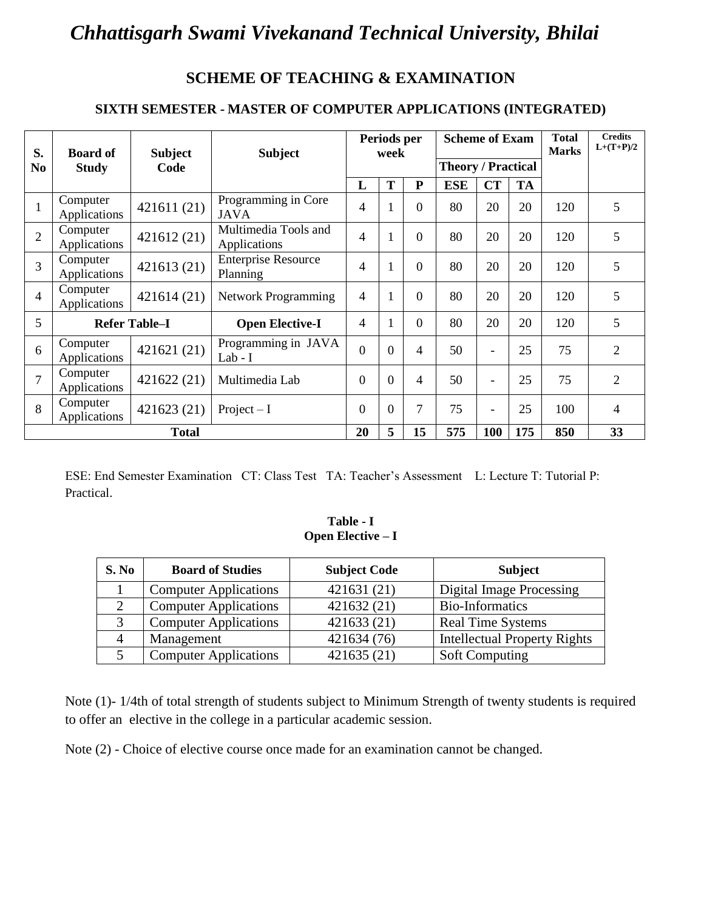# *Chhattisgarh Swami Vivekanand Technical University, Bhilai*

## SCHEME OF TEACHING & EXAMINATION

### SIXTH SEMESTER - MASTER OF COMPUTER APPLICATIONS (INTEGRATED)

| S. No | Board of Study | Subject Code | Subject | Periods per week | | | Scheme of Exam | | | Total Marks | Credits L+(T+P)/2 |
|---|---|---|---|---|---|---|---|---|---|---|---|
| | | | | | | | Theory / Practical | | | | |
| | | | | L | T | P | ESE | CT | TA | | |
| 1 | Computer Applications | 421611 (21) | Programming in Core JAVA | 4 | 1 | 0 | 80 | 20 | 20 | 120 | 5 |
| 2 | Computer Applications | 421612 (21) | Multimedia Tools and Applications | 4 | 1 | 0 | 80 | 20 | 20 | 120 | 5 |
| 3 | Computer Applications | 421613 (21) | Enterprise Resource Planning | 4 | 1 | 0 | 80 | 20 | 20 | 120 | 5 |
| 4 | Computer Applications | 421614 (21) | Network Programming | 4 | 1 | 0 | 80 | 20 | 20 | 120 | 5 |
| 5 | **Refer Table–I** | | **Open Elective-I** | 4 | 1 | 0 | 80 | 20 | 20 | 120 | 5 |
| 6 | Computer Applications | 421621 (21) | Programming in JAVA Lab - I | 0 | 0 | 4 | 50 | - | 25 | 75 | 2 |
| 7 | Computer Applications | 421622 (21) | Multimedia Lab | 0 | 0 | 4 | 50 | - | 25 | 75 | 2 |
| 8 | Computer Applications | 421623 (21) | Project – I | 0 | 0 | 7 | 75 | - | 25 | 100 | 4 |
| **Total** | | | | **20** | **5** | **15** | **575** | **100** | **175** | **850** | **33** |

ESE: End Semester Examination CT: Class Test TA: Teacher's Assessment L: Lecture T: Tutorial P: Practical.

**Table - I**
**Open Elective – I**

| S. No | Board of Studies | Subject Code | Subject |
|---|---|---|---|
| 1 | Computer Applications | 421631 (21) | Digital Image Processing |
| 2 | Computer Applications | 421632 (21) | Bio-Informatics |
| 3 | Computer Applications | 421633 (21) | Real Time Systems |
| 4 | Management | 421634 (76) | Intellectual Property Rights |
| 5 | Computer Applications | 421635 (21) | Soft Computing |

Note (1)- 1/4th of total strength of students subject to Minimum Strength of twenty students is required to offer an elective in the college in a particular academic session.

Note (2) - Choice of elective course once made for an examination cannot be changed.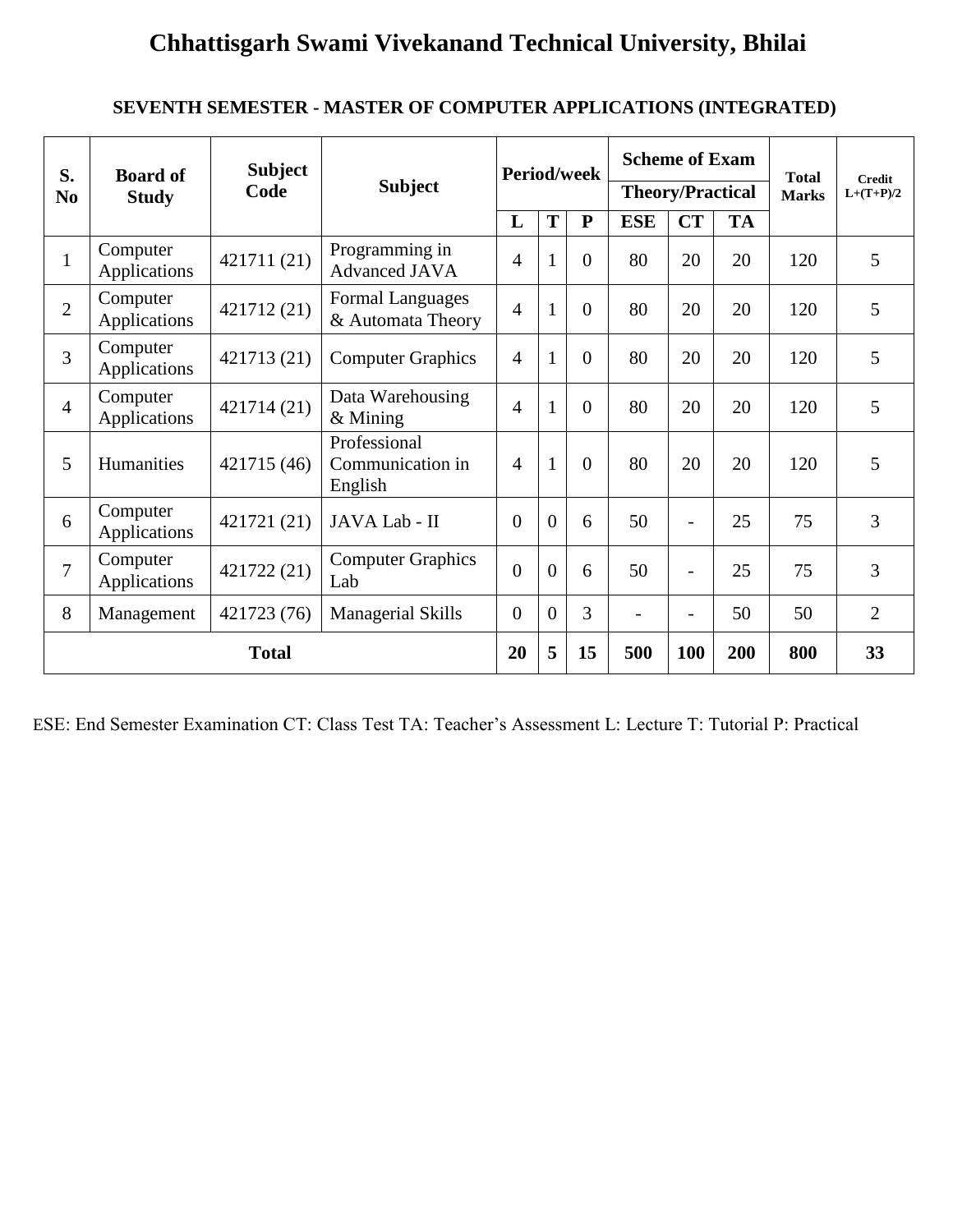# Chhattisgarh Swami Vivekanand Technical University, Bhilai

## SEVENTH SEMESTER - MASTER OF COMPUTER APPLICATIONS (INTEGRATED)

| S. No | Board of Study | Subject Code | Subject | Period/week | | | Scheme of Exam Theory/Practical | | | Total Marks | Credit L+(T+P)/2 |
|---|---|---|---|---|---|---|---|---|---|---|---|
| | | | | L | T | P | ESE | CT | TA | | |
| 1 | Computer Applications | 421711 (21) | Programming in Advanced JAVA | 4 | 1 | 0 | 80 | 20 | 20 | 120 | 5 |
| 2 | Computer Applications | 421712 (21) | Formal Languages & Automata Theory | 4 | 1 | 0 | 80 | 20 | 20 | 120 | 5 |
| 3 | Computer Applications | 421713 (21) | Computer Graphics | 4 | 1 | 0 | 80 | 20 | 20 | 120 | 5 |
| 4 | Computer Applications | 421714 (21) | Data Warehousing & Mining | 4 | 1 | 0 | 80 | 20 | 20 | 120 | 5 |
| 5 | Humanities | 421715 (46) | Professional Communication in English | 4 | 1 | 0 | 80 | 20 | 20 | 120 | 5 |
| 6 | Computer Applications | 421721 (21) | JAVA Lab - II | 0 | 0 | 6 | 50 | - | 25 | 75 | 3 |
| 7 | Computer Applications | 421722 (21) | Computer Graphics Lab | 0 | 0 | 6 | 50 | - | 25 | 75 | 3 |
| 8 | Management | 421723 (76) | Managerial Skills | 0 | 0 | 3 | - | - | 50 | 50 | 2 |
| **Total** | | | | **20** | **5** | **15** | **500** | **100** | **200** | **800** | **33** |

ESE: End Semester Examination CT: Class Test TA: Teacher's Assessment L: Lecture T: Tutorial P: Practical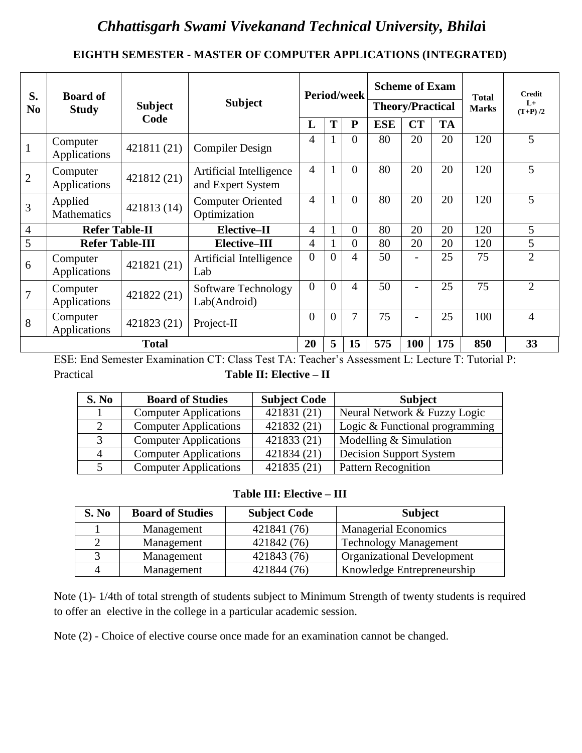# *Chhattisgarh Swami Vivekanand Technical University, Bhilai*

## EIGHTH SEMESTER - MASTER OF COMPUTER APPLICATIONS (INTEGRATED)

| S. No | Board of Study | Subject Code | Subject | Period/week | | | Scheme of Exam Theory/Practical | | | Total Marks | Credit L+ (T+P) /2 |
|---|---|---|---|---|---|---|---|---|---|---|---|
| | | | | L | T | P | ESE | CT | TA | | |
| 1 | Computer Applications | 421811 (21) | Compiler Design | 4 | 1 | 0 | 80 | 20 | 20 | 120 | 5 |
| 2 | Computer Applications | 421812 (21) | Artificial Intelligence and Expert System | 4 | 1 | 0 | 80 | 20 | 20 | 120 | 5 |
| 3 | Applied Mathematics | 421813 (14) | Computer Oriented Optimization | 4 | 1 | 0 | 80 | 20 | 20 | 120 | 5 |
| 4 | Refer Table-II | | Elective–II | 4 | 1 | 0 | 80 | 20 | 20 | 120 | 5 |
| 5 | Refer Table-III | | Elective–III | 4 | 1 | 0 | 80 | 20 | 20 | 120 | 5 |
| 6 | Computer Applications | 421821 (21) | Artificial Intelligence Lab | 0 | 0 | 4 | 50 | - | 25 | 75 | 2 |
| 7 | Computer Applications | 421822 (21) | Software Technology Lab(Android) | 0 | 0 | 4 | 50 | - | 25 | 75 | 2 |
| 8 | Computer Applications | 421823 (21) | Project-II | 0 | 0 | 7 | 75 | - | 25 | 100 | 4 |
| **Total** | | | | **20** | **5** | **15** | **575** | **100** | **175** | **850** | **33** |

ESE: End Semester Examination CT: Class Test TA: Teacher's Assessment L: Lecture T: Tutorial P: Practical

**Table II: Elective – II**

| S. No | Board of Studies | Subject Code | Subject |
|---|---|---|---|
| 1 | Computer Applications | 421831 (21) | Neural Network & Fuzzy Logic |
| 2 | Computer Applications | 421832 (21) | Logic & Functional programming |
| 3 | Computer Applications | 421833 (21) | Modelling & Simulation |
| 4 | Computer Applications | 421834 (21) | Decision Support System |
| 5 | Computer Applications | 421835 (21) | Pattern Recognition |

**Table III: Elective – III**

| S. No | Board of Studies | Subject Code | Subject |
|---|---|---|---|
| 1 | Management | 421841 (76) | Managerial Economics |
| 2 | Management | 421842 (76) | Technology Management |
| 3 | Management | 421843 (76) | Organizational Development |
| 4 | Management | 421844 (76) | Knowledge Entrepreneurship |

Note (1)- 1/4th of total strength of students subject to Minimum Strength of twenty students is required to offer an elective in the college in a particular academic session.

Note (2) - Choice of elective course once made for an examination cannot be changed.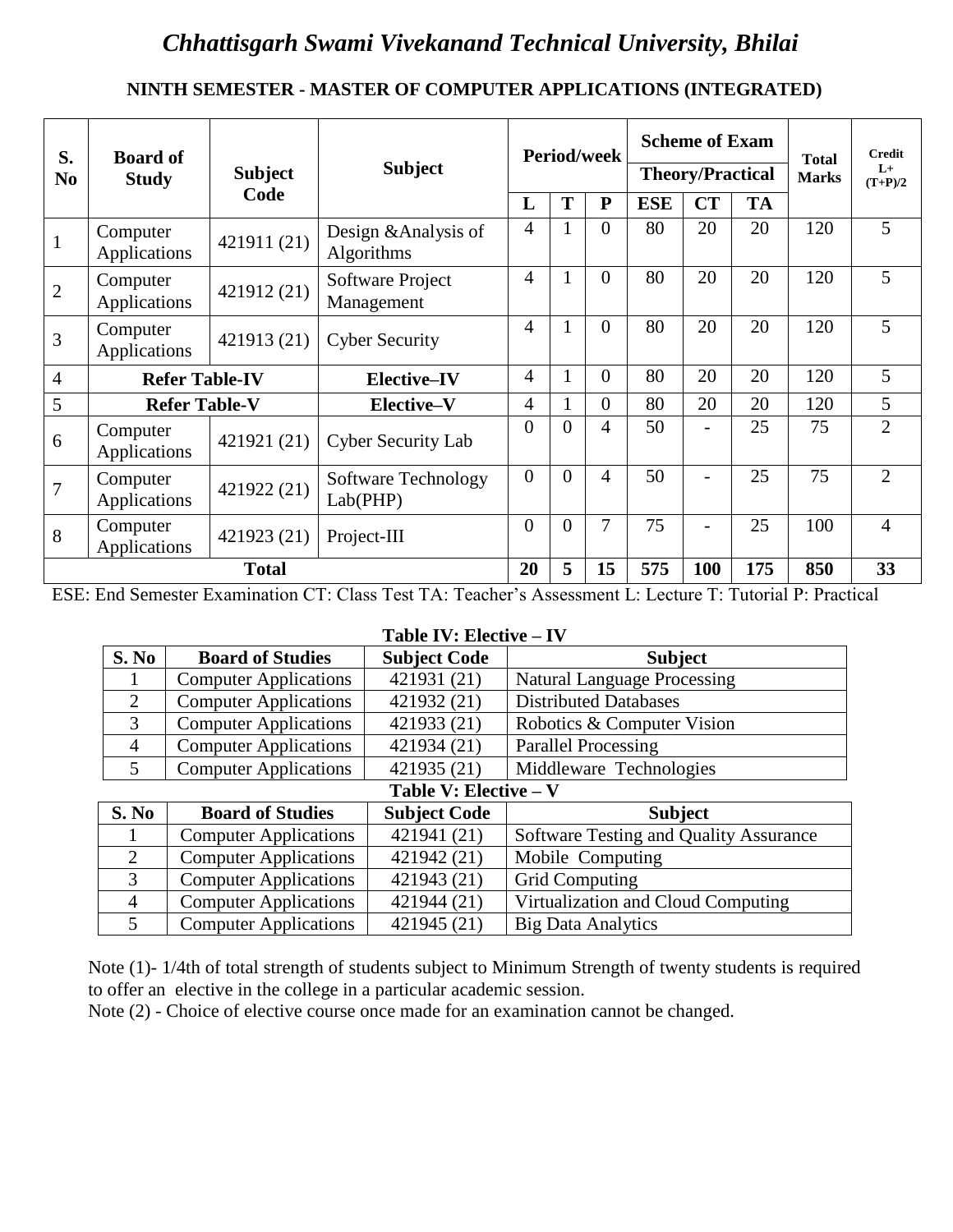# *Chhattisgarh Swami Vivekanand Technical University, Bhilai*

## NINTH SEMESTER - MASTER OF COMPUTER APPLICATIONS (INTEGRATED)

| S. No | Board of Study | Subject Code | Subject | Period/week | | | Scheme of Exam Theory/Practical | | | Total Marks | Credit L+ (T+P)/2 |
|---|---|---|---|---|---|---|---|---|---|---|---|
| | | | | L | T | P | ESE | CT | TA | | |
| 1 | Computer Applications | 421911 (21) | Design &Analysis of Algorithms | 4 | 1 | 0 | 80 | 20 | 20 | 120 | 5 |
| 2 | Computer Applications | 421912 (21) | Software Project Management | 4 | 1 | 0 | 80 | 20 | 20 | 120 | 5 |
| 3 | Computer Applications | 421913 (21) | Cyber Security | 4 | 1 | 0 | 80 | 20 | 20 | 120 | 5 |
| 4 | **Refer Table-IV** | | **Elective–IV** | 4 | 1 | 0 | 80 | 20 | 20 | 120 | 5 |
| 5 | **Refer Table-V** | | **Elective–V** | 4 | 1 | 0 | 80 | 20 | 20 | 120 | 5 |
| 6 | Computer Applications | 421921 (21) | Cyber Security Lab | 0 | 0 | 4 | 50 | - | 25 | 75 | 2 |
| 7 | Computer Applications | 421922 (21) | Software Technology Lab(PHP) | 0 | 0 | 4 | 50 | - | 25 | 75 | 2 |
| 8 | Computer Applications | 421923 (21) | Project-III | 0 | 0 | 7 | 75 | - | 25 | 100 | 4 |
| **Total** | | | | **20** | **5** | **15** | **575** | **100** | **175** | **850** | **33** |

ESE: End Semester Examination CT: Class Test TA: Teacher's Assessment L: Lecture T: Tutorial P: Practical

**Table IV: Elective – IV**

| S. No | Board of Studies | Subject Code | Subject |
|---|---|---|---|
| 1 | Computer Applications | 421931 (21) | Natural Language Processing |
| 2 | Computer Applications | 421932 (21) | Distributed Databases |
| 3 | Computer Applications | 421933 (21) | Robotics & Computer Vision |
| 4 | Computer Applications | 421934 (21) | Parallel Processing |
| 5 | Computer Applications | 421935 (21) | Middleware Technologies |

**Table V: Elective – V**

| S. No | Board of Studies | Subject Code | Subject |
|---|---|---|---|
| 1 | Computer Applications | 421941 (21) | Software Testing and Quality Assurance |
| 2 | Computer Applications | 421942 (21) | Mobile Computing |
| 3 | Computer Applications | 421943 (21) | Grid Computing |
| 4 | Computer Applications | 421944 (21) | Virtualization and Cloud Computing |
| 5 | Computer Applications | 421945 (21) | Big Data Analytics |

Note (1)- 1/4th of total strength of students subject to Minimum Strength of twenty students is required to offer an elective in the college in a particular academic session.

Note (2) - Choice of elective course once made for an examination cannot be changed.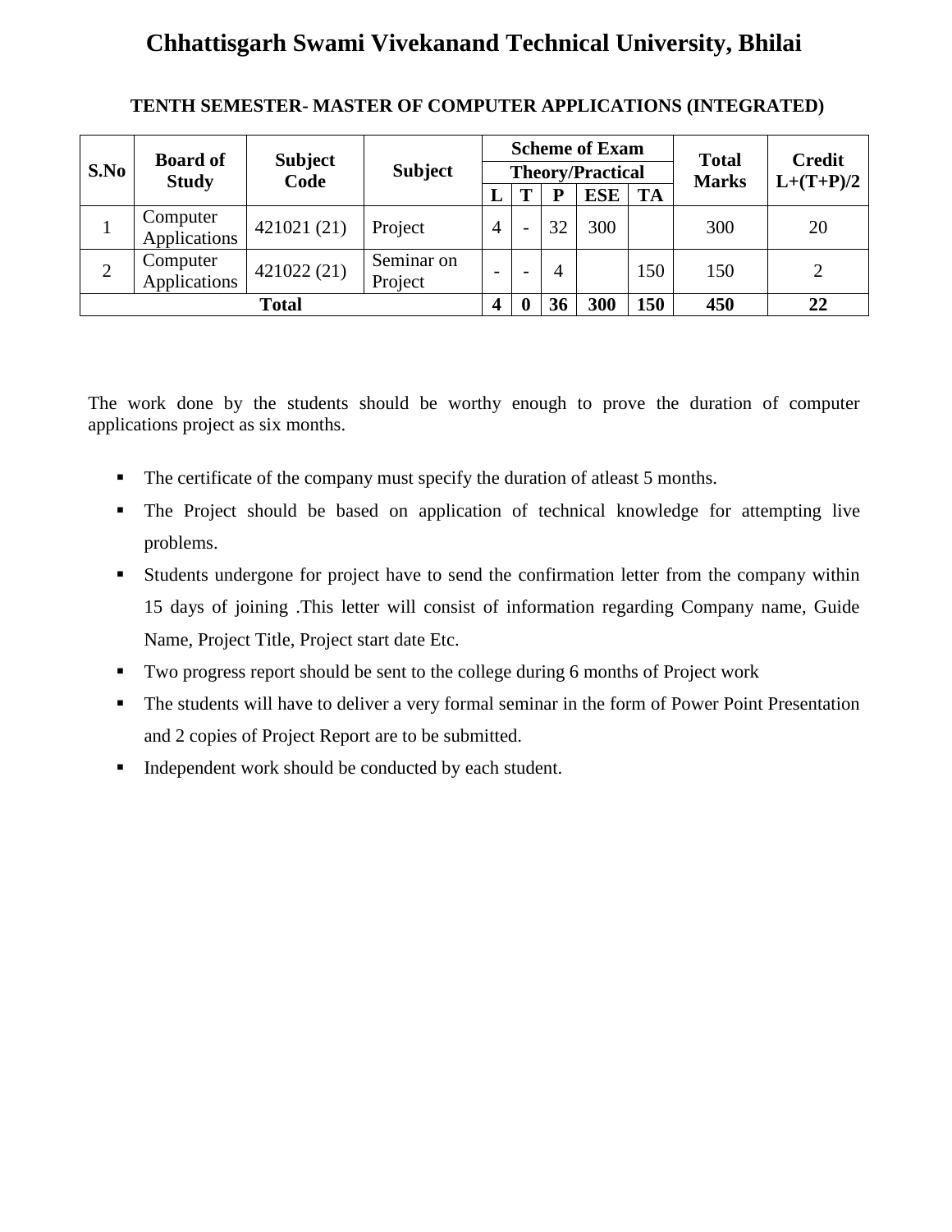# Chhattisgarh Swami Vivekanand Technical University, Bhilai

## TENTH SEMESTER- MASTER OF COMPUTER APPLICATIONS (INTEGRATED)

| S.No | Board of Study | Subject Code | Subject | Scheme of Exam Theory/Practical | | | | | Total Marks | Credit L+(T+P)/2 |
|---|---|---|---|---|---|---|---|---|---|---|
| | | | | L | T | P | ESE | TA | | |
| 1 | Computer Applications | 421021 (21) | Project | 4 | - | 32 | 300 | | 300 | 20 |
| 2 | Computer Applications | 421022 (21) | Seminar on Project | - | - | 4 | | 150 | 150 | 2 |
| Total | | | | 4 | 0 | 36 | 300 | 150 | 450 | 22 |

The work done by the students should be worthy enough to prove the duration of computer applications project as six months.

- The certificate of the company must specify the duration of atleast 5 months.
- The Project should be based on application of technical knowledge for attempting live problems.
- Students undergone for project have to send the confirmation letter from the company within 15 days of joining .This letter will consist of information regarding Company name, Guide Name, Project Title, Project start date Etc.
- Two progress report should be sent to the college during 6 months of Project work
- The students will have to deliver a very formal seminar in the form of Power Point Presentation and 2 copies of Project Report are to be submitted.
- Independent work should be conducted by each student.